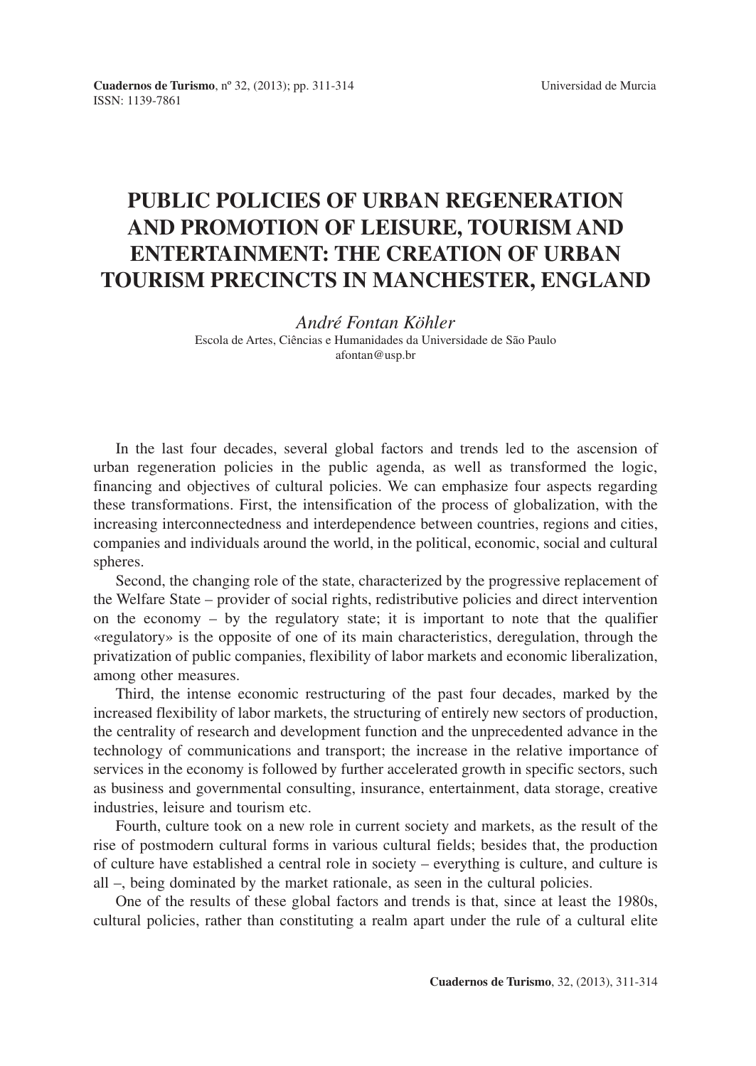# PUBLIC POLICIES OF URBAN REGENERATION AND PROMOTION OF LEISURE, TOURISM AND ENTERTAINMENT: THE CREATION OF URBAN TOURISM PRECINCTS IN MANCHESTER, ENGLAND

*André Fontan Köhler*
Escola de Artes, Ciências e Humanidades da Universidade de São Paulo
afontan@usp.br

In the last four decades, several global factors and trends led to the ascension of urban regeneration policies in the public agenda, as well as transformed the logic, financing and objectives of cultural policies. We can emphasize four aspects regarding these transformations. First, the intensification of the process of globalization, with the increasing interconnectedness and interdependence between countries, regions and cities, companies and individuals around the world, in the political, economic, social and cultural spheres.

Second, the changing role of the state, characterized by the progressive replacement of the Welfare State – provider of social rights, redistributive policies and direct intervention on the economy – by the regulatory state; it is important to note that the qualifier «regulatory» is the opposite of one of its main characteristics, deregulation, through the privatization of public companies, flexibility of labor markets and economic liberalization, among other measures.

Third, the intense economic restructuring of the past four decades, marked by the increased flexibility of labor markets, the structuring of entirely new sectors of production, the centrality of research and development function and the unprecedented advance in the technology of communications and transport; the increase in the relative importance of services in the economy is followed by further accelerated growth in specific sectors, such as business and governmental consulting, insurance, entertainment, data storage, creative industries, leisure and tourism etc.

Fourth, culture took on a new role in current society and markets, as the result of the rise of postmodern cultural forms in various cultural fields; besides that, the production of culture have established a central role in society – everything is culture, and culture is all –, being dominated by the market rationale, as seen in the cultural policies.

One of the results of these global factors and trends is that, since at least the 1980s, cultural policies, rather than constituting a realm apart under the rule of a cultural elite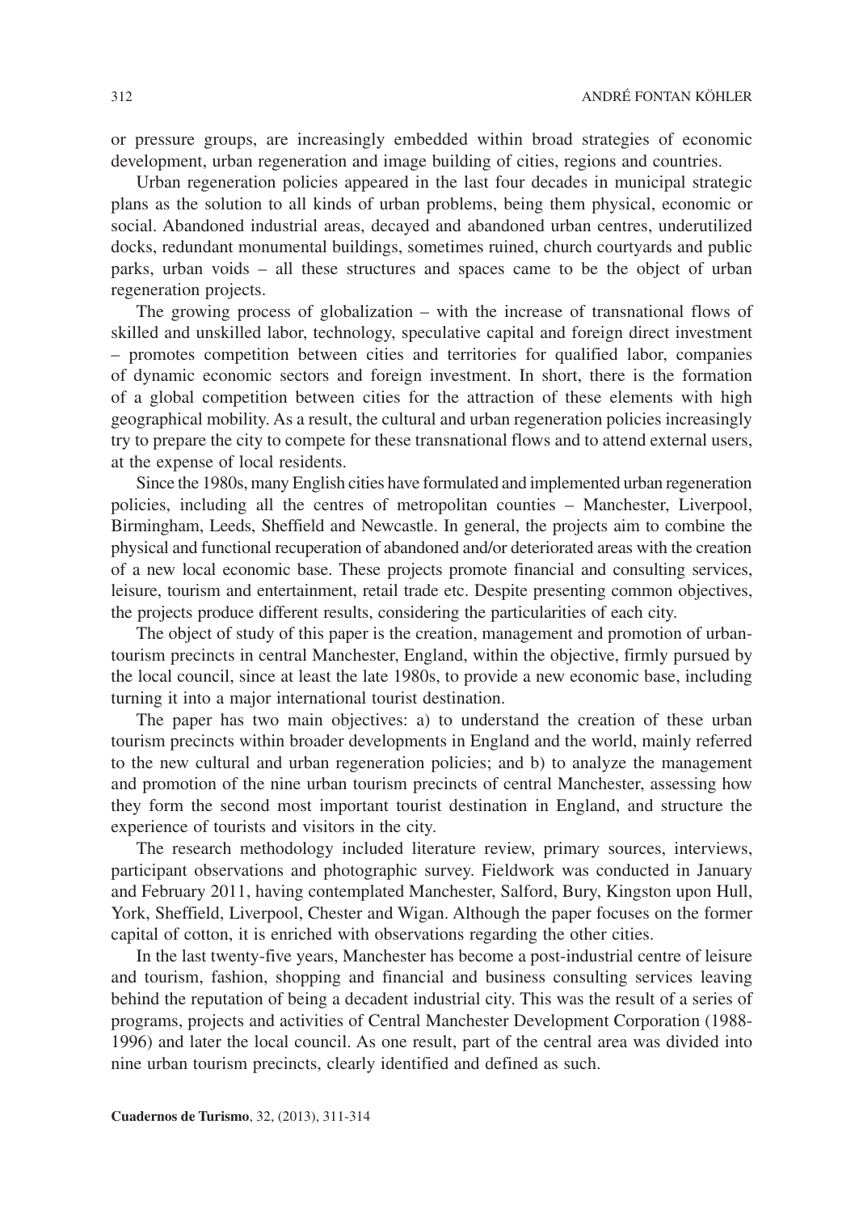or pressure groups, are increasingly embedded within broad strategies of economic development, urban regeneration and image building of cities, regions and countries.

Urban regeneration policies appeared in the last four decades in municipal strategic plans as the solution to all kinds of urban problems, being them physical, economic or social. Abandoned industrial areas, decayed and abandoned urban centres, underutilized docks, redundant monumental buildings, sometimes ruined, church courtyards and public parks, urban voids – all these structures and spaces came to be the object of urban regeneration projects.

The growing process of globalization – with the increase of transnational flows of skilled and unskilled labor, technology, speculative capital and foreign direct investment – promotes competition between cities and territories for qualified labor, companies of dynamic economic sectors and foreign investment. In short, there is the formation of a global competition between cities for the attraction of these elements with high geographical mobility. As a result, the cultural and urban regeneration policies increasingly try to prepare the city to compete for these transnational flows and to attend external users, at the expense of local residents.

Since the 1980s, many English cities have formulated and implemented urban regeneration policies, including all the centres of metropolitan counties – Manchester, Liverpool, Birmingham, Leeds, Sheffield and Newcastle. In general, the projects aim to combine the physical and functional recuperation of abandoned and/or deteriorated areas with the creation of a new local economic base. These projects promote financial and consulting services, leisure, tourism and entertainment, retail trade etc. Despite presenting common objectives, the projects produce different results, considering the particularities of each city.

The object of study of this paper is the creation, management and promotion of urban-tourism precincts in central Manchester, England, within the objective, firmly pursued by the local council, since at least the late 1980s, to provide a new economic base, including turning it into a major international tourist destination.

The paper has two main objectives: a) to understand the creation of these urban tourism precincts within broader developments in England and the world, mainly referred to the new cultural and urban regeneration policies; and b) to analyze the management and promotion of the nine urban tourism precincts of central Manchester, assessing how they form the second most important tourist destination in England, and structure the experience of tourists and visitors in the city.

The research methodology included literature review, primary sources, interviews, participant observations and photographic survey. Fieldwork was conducted in January and February 2011, having contemplated Manchester, Salford, Bury, Kingston upon Hull, York, Sheffield, Liverpool, Chester and Wigan. Although the paper focuses on the former capital of cotton, it is enriched with observations regarding the other cities.

In the last twenty-five years, Manchester has become a post-industrial centre of leisure and tourism, fashion, shopping and financial and business consulting services leaving behind the reputation of being a decadent industrial city. This was the result of a series of programs, projects and activities of Central Manchester Development Corporation (1988-1996) and later the local council. As one result, part of the central area was divided into nine urban tourism precincts, clearly identified and defined as such.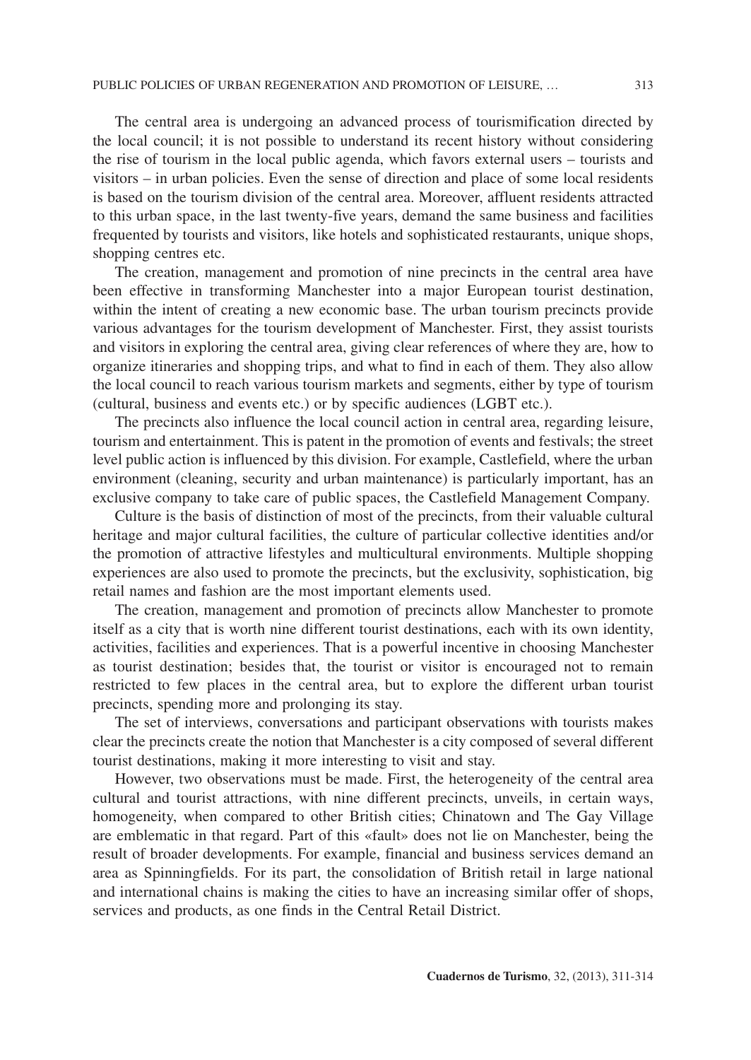The central area is undergoing an advanced process of tourismification directed by the local council; it is not possible to understand its recent history without considering the rise of tourism in the local public agenda, which favors external users – tourists and visitors – in urban policies. Even the sense of direction and place of some local residents is based on the tourism division of the central area. Moreover, affluent residents attracted to this urban space, in the last twenty-five years, demand the same business and facilities frequented by tourists and visitors, like hotels and sophisticated restaurants, unique shops, shopping centres etc.

The creation, management and promotion of nine precincts in the central area have been effective in transforming Manchester into a major European tourist destination, within the intent of creating a new economic base. The urban tourism precincts provide various advantages for the tourism development of Manchester. First, they assist tourists and visitors in exploring the central area, giving clear references of where they are, how to organize itineraries and shopping trips, and what to find in each of them. They also allow the local council to reach various tourism markets and segments, either by type of tourism (cultural, business and events etc.) or by specific audiences (LGBT etc.).

The precincts also influence the local council action in central area, regarding leisure, tourism and entertainment. This is patent in the promotion of events and festivals; the street level public action is influenced by this division. For example, Castlefield, where the urban environment (cleaning, security and urban maintenance) is particularly important, has an exclusive company to take care of public spaces, the Castlefield Management Company.

Culture is the basis of distinction of most of the precincts, from their valuable cultural heritage and major cultural facilities, the culture of particular collective identities and/or the promotion of attractive lifestyles and multicultural environments. Multiple shopping experiences are also used to promote the precincts, but the exclusivity, sophistication, big retail names and fashion are the most important elements used.

The creation, management and promotion of precincts allow Manchester to promote itself as a city that is worth nine different tourist destinations, each with its own identity, activities, facilities and experiences. That is a powerful incentive in choosing Manchester as tourist destination; besides that, the tourist or visitor is encouraged not to remain restricted to few places in the central area, but to explore the different urban tourist precincts, spending more and prolonging its stay.

The set of interviews, conversations and participant observations with tourists makes clear the precincts create the notion that Manchester is a city composed of several different tourist destinations, making it more interesting to visit and stay.

However, two observations must be made. First, the heterogeneity of the central area cultural and tourist attractions, with nine different precincts, unveils, in certain ways, homogeneity, when compared to other British cities; Chinatown and The Gay Village are emblematic in that regard. Part of this «fault» does not lie on Manchester, being the result of broader developments. For example, financial and business services demand an area as Spinningfields. For its part, the consolidation of British retail in large national and international chains is making the cities to have an increasing similar offer of shops, services and products, as one finds in the Central Retail District.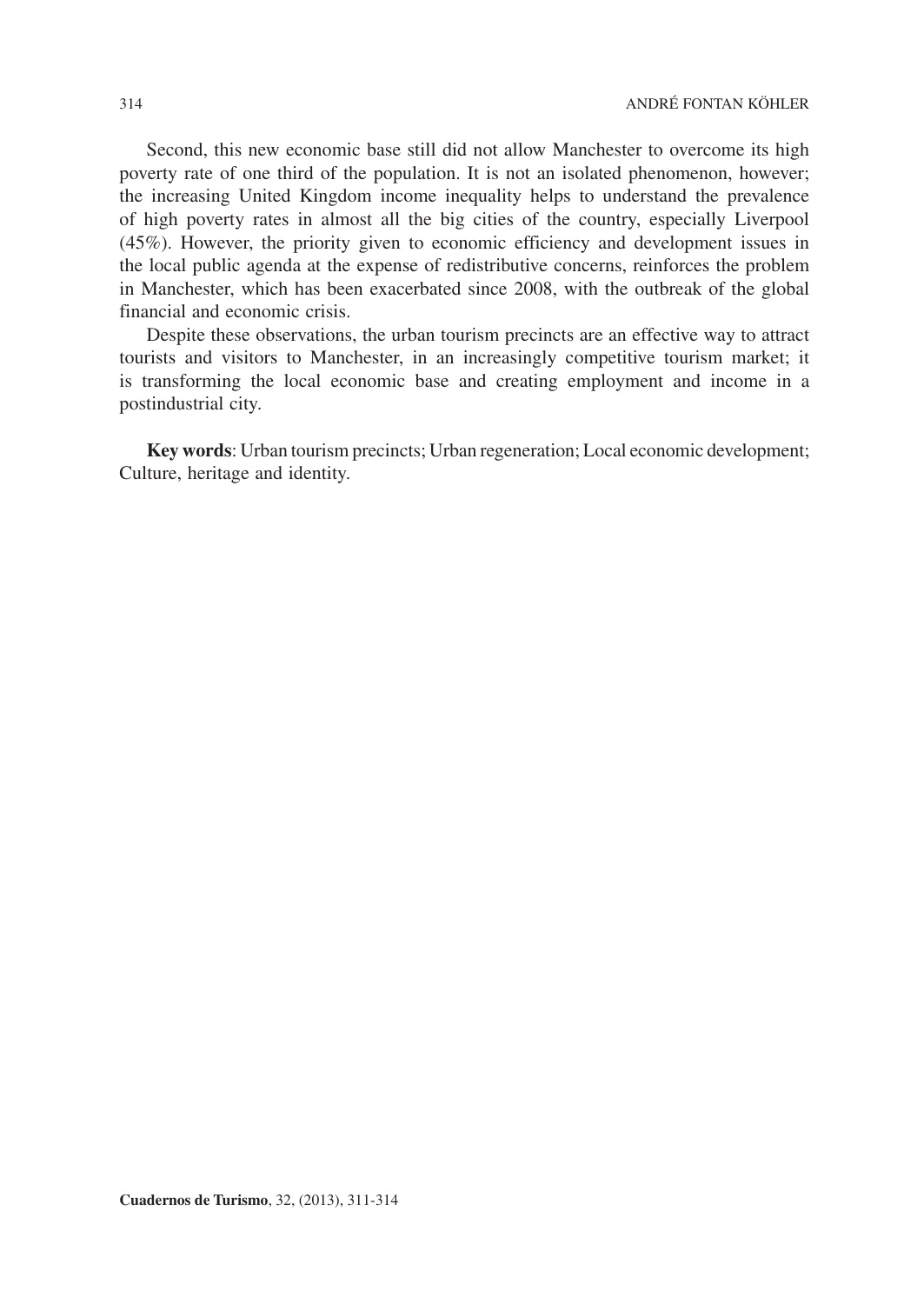Second, this new economic base still did not allow Manchester to overcome its high poverty rate of one third of the population. It is not an isolated phenomenon, however; the increasing United Kingdom income inequality helps to understand the prevalence of high poverty rates in almost all the big cities of the country, especially Liverpool (45%). However, the priority given to economic efficiency and development issues in the local public agenda at the expense of redistributive concerns, reinforces the problem in Manchester, which has been exacerbated since 2008, with the outbreak of the global financial and economic crisis.

Despite these observations, the urban tourism precincts are an effective way to attract tourists and visitors to Manchester, in an increasingly competitive tourism market; it is transforming the local economic base and creating employment and income in a postindustrial city.

**Key words**: Urban tourism precincts; Urban regeneration; Local economic development; Culture, heritage and identity.